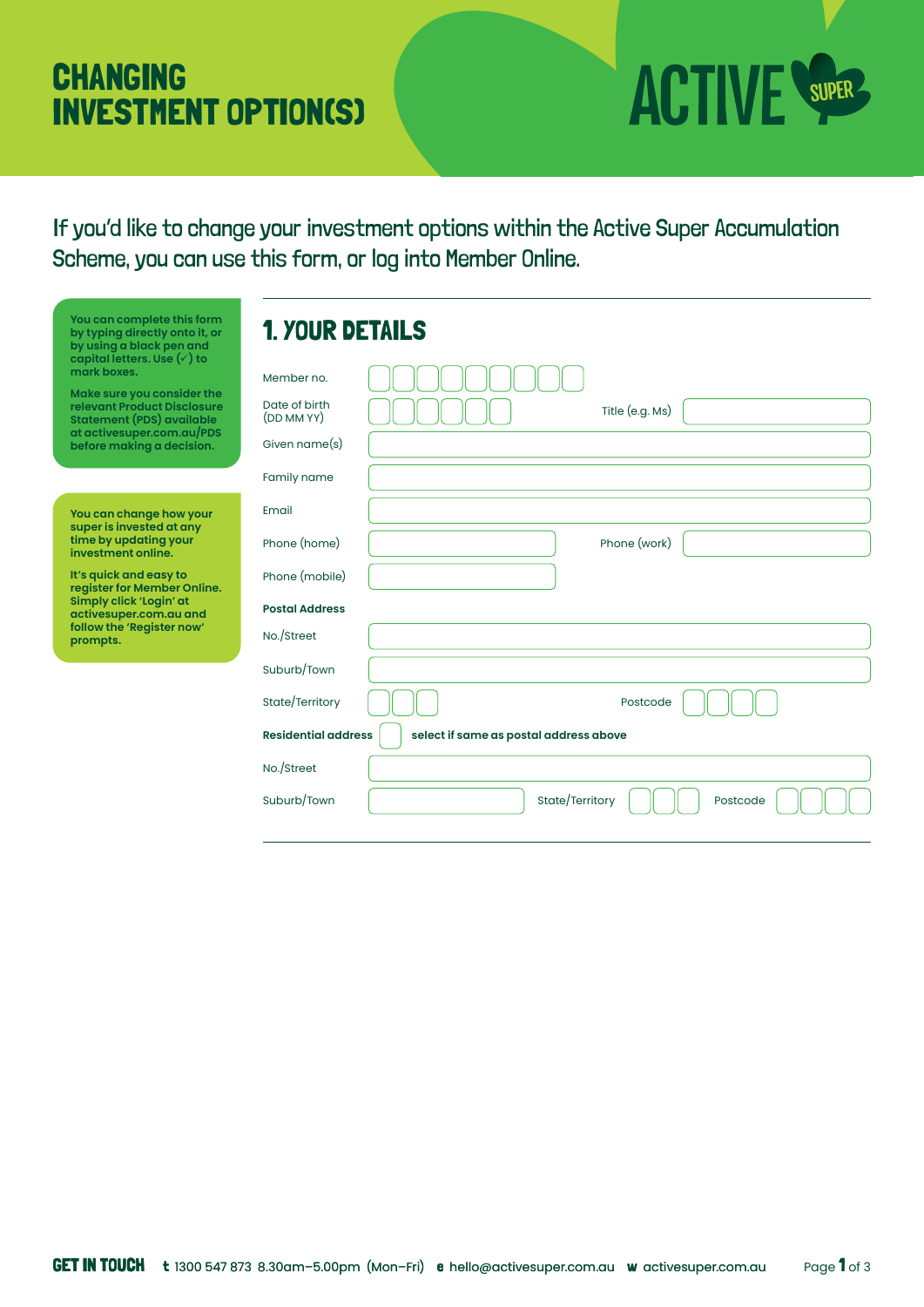# CHANGING INVESTMENT OPTION(S)

ACTIVE SUPER

If you'd like to change your investment options within the Active Super Accumulation Scheme, you can use this form, or log into Member Online.

**You can complete this form by typing directly onto it, or by using a black pen and capital letters. Use (✓) to mark boxes.**

**Make sure you consider the relevant Product Disclosure Statement (PDS) available at activesuper.com.au/PDS before making a decision.**

**You can change how your super is invested at any time by updating your investment online.**

**It's quick and easy to register for Member Online. Simply click 'Login' at activesuper.com.au and follow the 'Register now' prompts.**

## 1. YOUR DETAILS

Member no.

Date of birth (DD MM YY)

Title (e.g. Ms)

Given name(s)

Family name

Email

Phone (home)

Phone (work)

Phone (mobile)

**Postal Address**

No./Street

Suburb/Town

State/Territory

Postcode

**Residential address** ☐ **select if same as postal address above**

No./Street

Suburb/Town

State/Territory

Postcode

**GET IN TOUCH** **t** 1300 547 873 8.30am–5.00pm (Mon–Fri) **e** hello@activesuper.com.au **w** activesuper.com.au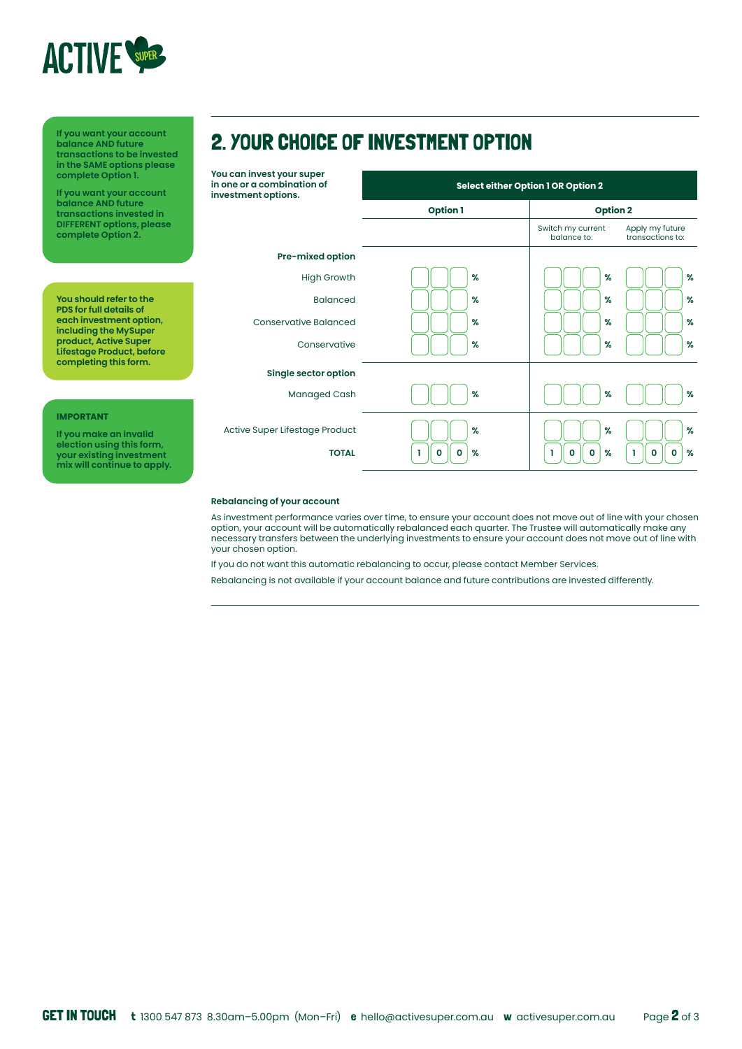If you want your account balance AND future transactions to be invested in the SAME options please complete Option 1.

If you want your account balance AND future transactions invested in DIFFERENT options, please complete Option 2.

You should refer to the PDS for full details of each investment option, including the MySuper product, Active Super Lifestage Product, before completing this form.

**IMPORTANT**

If you make an invalid election using this form, your existing investment mix will continue to apply.

## 2. YOUR CHOICE OF INVESTMENT OPTION

**You can invest your super in one or a combination of investment options.**

| | Select either Option 1 OR Option 2 | | |
|---|---|---|---|
| | **Option 1** | **Option 2** | |
| | | Switch my current balance to: | Apply my future transactions to: |
| **Pre-mixed option** | | | |
| High Growth | % | % | % |
| Balanced | % | % | % |
| Conservative Balanced | % | % | % |
| Conservative | % | % | % |
| **Single sector option** | | | |
| Managed Cash | % | % | % |
| Active Super Lifestage Product | % | % | % |
| **TOTAL** | 100 % | 100 % | 100 % |

**Rebalancing of your account**

As investment performance varies over time, to ensure your account does not move out of line with your chosen option, your account will be automatically rebalanced each quarter. The Trustee will automatically make any necessary transfers between the underlying investments to ensure your account does not move out of line with your chosen option.

If you do not want this automatic rebalancing to occur, please contact Member Services.

Rebalancing is not available if your account balance and future contributions are invested differently.

**GET IN TOUCH** t 1300 547 873 8.30am–5.00pm (Mon–Fri) e hello@activesuper.com.au w activesuper.com.au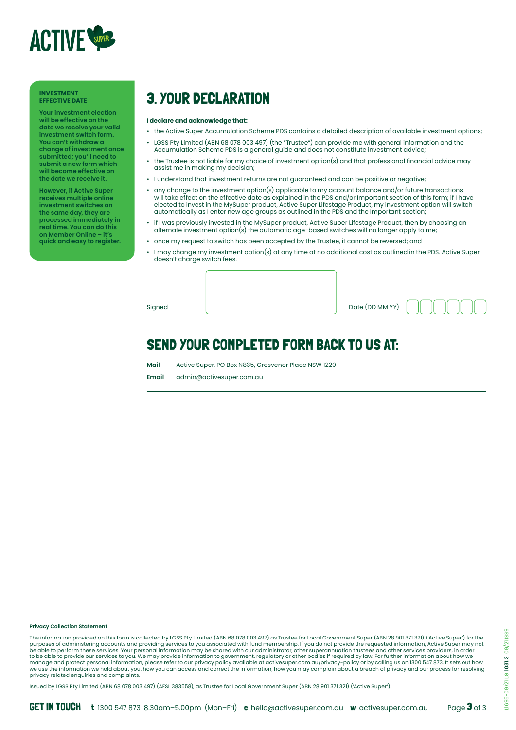**INVESTMENT EFFECTIVE DATE**

**Your investment election will be effective on the date we receive your valid investment switch form. You can't withdraw a change of investment once submitted; you'll need to submit a new form which will become effective on the date we receive it.**

**However, if Active Super receives multiple online investment switches on the same day, they are processed immediately in real time. You can do this on Member Online – it's quick and easy to register.**

## 3. YOUR DECLARATION

**I declare and acknowledge that:**

- the Active Super Accumulation Scheme PDS contains a detailed description of available investment options;
- LGSS Pty Limited (ABN 68 078 003 497) (the "Trustee") can provide me with general information and the Accumulation Scheme PDS is a general guide and does not constitute investment advice;
- the Trustee is not liable for my choice of investment option(s) and that professional financial advice may assist me in making my decision;
- I understand that investment returns are not guaranteed and can be positive or negative;
- any change to the investment option(s) applicable to my account balance and/or future transactions will take effect on the effective date as explained in the PDS and/or Important section of this form; if I have elected to invest in the MySuper product, Active Super Lifestage Product, my investment option will switch automatically as I enter new age groups as outlined in the PDS and the Important section;
- if I was previously invested in the MySuper product, Active Super Lifestage Product, then by choosing an alternate investment option(s) the automatic age-based switches will no longer apply to me;
- once my request to switch has been accepted by the Trustee, it cannot be reversed; and
- I may change my investment option(s) at any time at no additional cost as outlined in the PDS. Active Super doesn't charge switch fees.

Signed

Date (DD MM YY)

## SEND YOUR COMPLETED FORM BACK TO US AT:

**Mail** Active Super, PO Box N835, Grosvenor Place NSW 1220

**Email** admin@activesuper.com.au

**Privacy Collection Statement**

The information provided on this form is collected by LGSS Pty Limited (ABN 68 078 003 497) as Trustee for Local Government Super (ABN 28 901 371 321) ('Active Super') for the purposes of administering accounts and providing services to you associated with fund membership. If you do not provide the requested information, Active Super may not be able to perform these services. Your personal information may be shared with our administrator, other superannuation trustees and other services providers, in order to be able to provide our services to you. We may provide information to government, regulatory or other bodies if required by law. For further information about how we manage and protect personal information, please refer to our privacy policy available at activesuper.com.au/privacy-policy or by calling us on 1300 547 873. It sets out how we use the information we hold about you, how you can access and correct the information, how you may complain about a breach of privacy and our process for resolving privacy related enquiries and complaints.

Issued by LGSS Pty Limited (ABN 68 078 003 497) (AFSL 383558), as Trustee for Local Government Super (ABN 28 901 371 321) ('Active Super').

**GET IN TOUCH** **t** 1300 547 873 8.30am–5.00pm (Mon–Fri) **e** hello@activesuper.com.au **w** activesuper.com.au